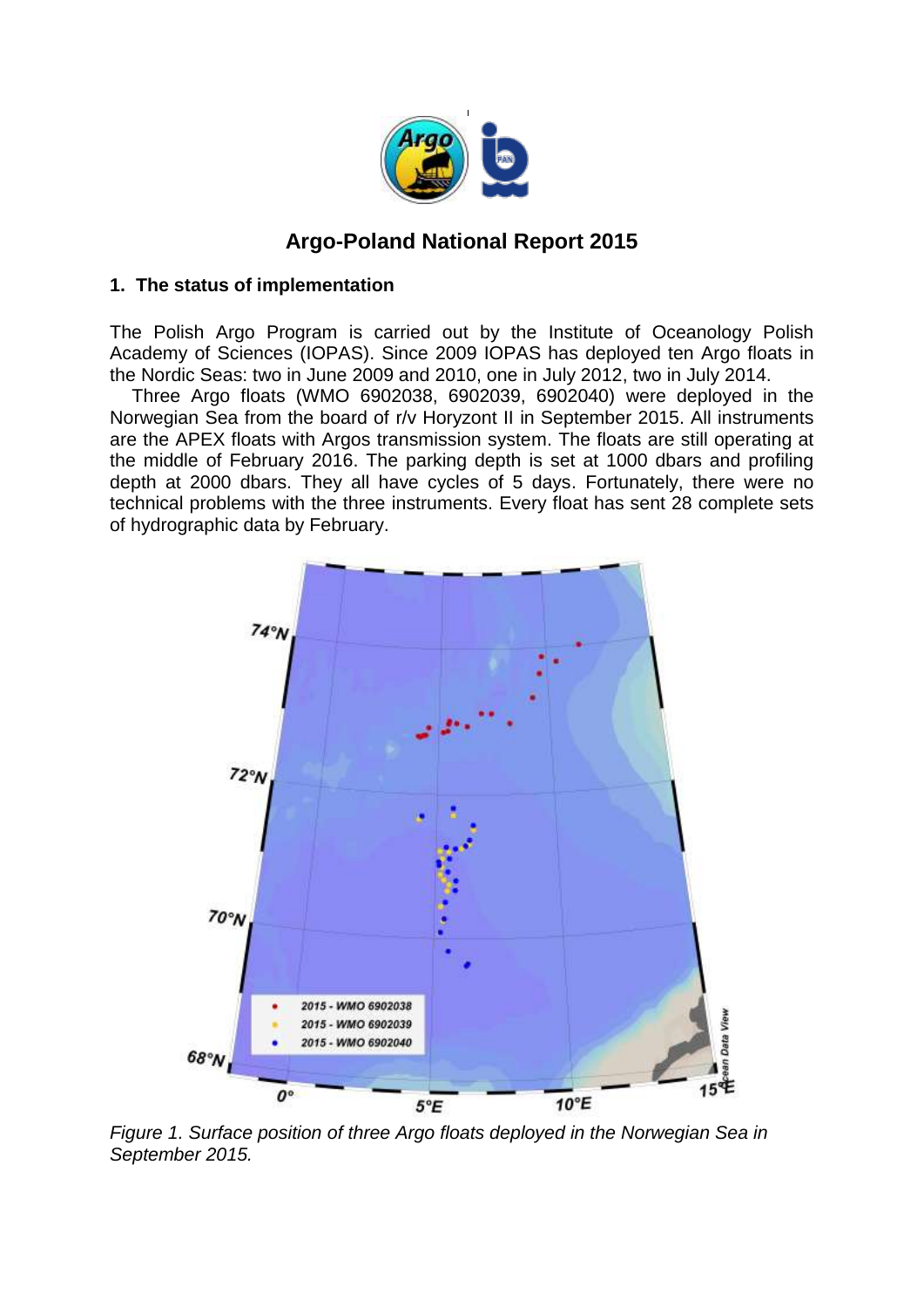# Argo-Poland National Report 2015

## 1. The status of implementation

The Polish Argo Program is carried out by the Institute of Oceanology Polish Academy of Sciences (IOPAS). Since 2009 IOPAS has deployed ten Argo floats in the Nordic Seas: two in June 2009 and 2010, one in July 2012, two in July 2014.

Three Argo floats (WMO 6902038, 6902039, 6902040) were deployed in the Norwegian Sea from the board of r/v Horyzont II in September 2015. All instruments are the APEX floats with Argos transmission system. The floats are still operating at the middle of February 2016. The parking depth is set at 1000 dbars and profiling depth at 2000 dbars. They all have cycles of 5 days. Fortunately, there were no technical problems with the three instruments. Every float has sent 28 complete sets of hydrographic data by February.

*Figure 1. Surface position of three Argo floats deployed in the Norwegian Sea in September 2015.*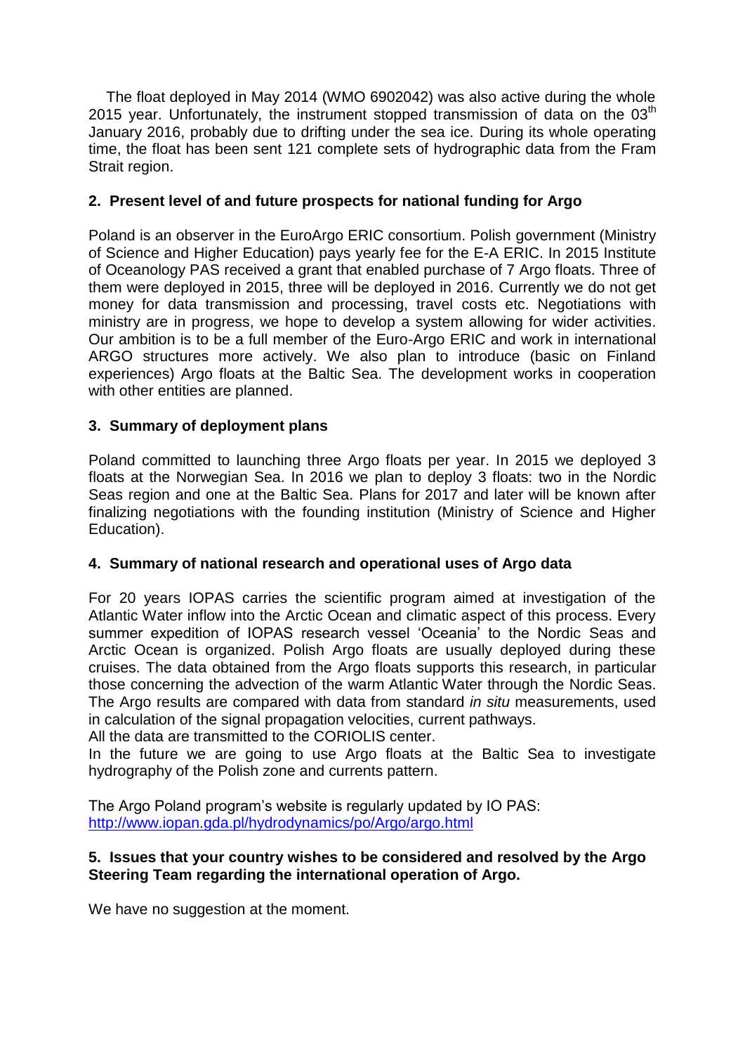The float deployed in May 2014 (WMO 6902042) was also active during the whole 2015 year. Unfortunately, the instrument stopped transmission of data on the 03[th] January 2016, probably due to drifting under the sea ice. During its whole operating time, the float has been sent 121 complete sets of hydrographic data from the Fram Strait region.

## 2. Present level of and future prospects for national funding for Argo

Poland is an observer in the EuroArgo ERIC consortium. Polish government (Ministry of Science and Higher Education) pays yearly fee for the E-A ERIC. In 2015 Institute of Oceanology PAS received a grant that enabled purchase of 7 Argo floats. Three of them were deployed in 2015, three will be deployed in 2016. Currently we do not get money for data transmission and processing, travel costs etc. Negotiations with ministry are in progress, we hope to develop a system allowing for wider activities. Our ambition is to be a full member of the Euro-Argo ERIC and work in international ARGO structures more actively. We also plan to introduce (basic on Finland experiences) Argo floats at the Baltic Sea. The development works in cooperation with other entities are planned.

## 3. Summary of deployment plans

Poland committed to launching three Argo floats per year. In 2015 we deployed 3 floats at the Norwegian Sea. In 2016 we plan to deploy 3 floats: two in the Nordic Seas region and one at the Baltic Sea. Plans for 2017 and later will be known after finalizing negotiations with the founding institution (Ministry of Science and Higher Education).

## 4. Summary of national research and operational uses of Argo data

For 20 years IOPAS carries the scientific program aimed at investigation of the Atlantic Water inflow into the Arctic Ocean and climatic aspect of this process. Every summer expedition of IOPAS research vessel 'Oceania' to the Nordic Seas and Arctic Ocean is organized. Polish Argo floats are usually deployed during these cruises. The data obtained from the Argo floats supports this research, in particular those concerning the advection of the warm Atlantic Water through the Nordic Seas. The Argo results are compared with data from standard *in situ* measurements, used in calculation of the signal propagation velocities, current pathways.

All the data are transmitted to the CORIOLIS center.

In the future we are going to use Argo floats at the Baltic Sea to investigate hydrography of the Polish zone and currents pattern.

The Argo Poland program's website is regularly updated by IO PAS:
http://www.iopan.gda.pl/hydrodynamics/po/Argo/argo.html

## 5. Issues that your country wishes to be considered and resolved by the Argo Steering Team regarding the international operation of Argo.

We have no suggestion at the moment.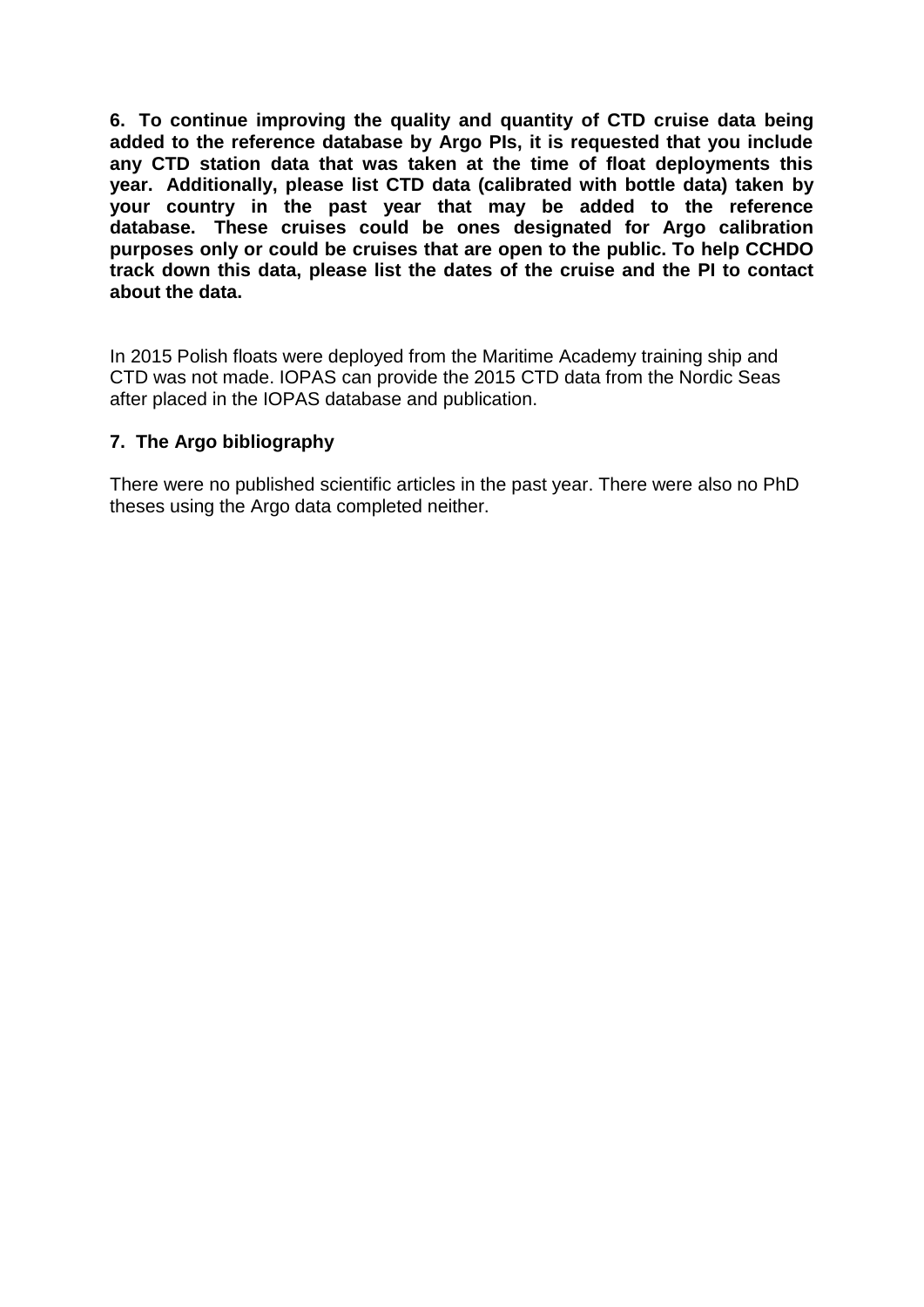**6. To continue improving the quality and quantity of CTD cruise data being added to the reference database by Argo PIs, it is requested that you include any CTD station data that was taken at the time of float deployments this year. Additionally, please list CTD data (calibrated with bottle data) taken by your country in the past year that may be added to the reference database. These cruises could be ones designated for Argo calibration purposes only or could be cruises that are open to the public. To help CCHDO track down this data, please list the dates of the cruise and the PI to contact about the data.**

In 2015 Polish floats were deployed from the Maritime Academy training ship and CTD was not made. IOPAS can provide the 2015 CTD data from the Nordic Seas after placed in the IOPAS database and publication.

## 7. The Argo bibliography

There were no published scientific articles in the past year. There were also no PhD theses using the Argo data completed neither.